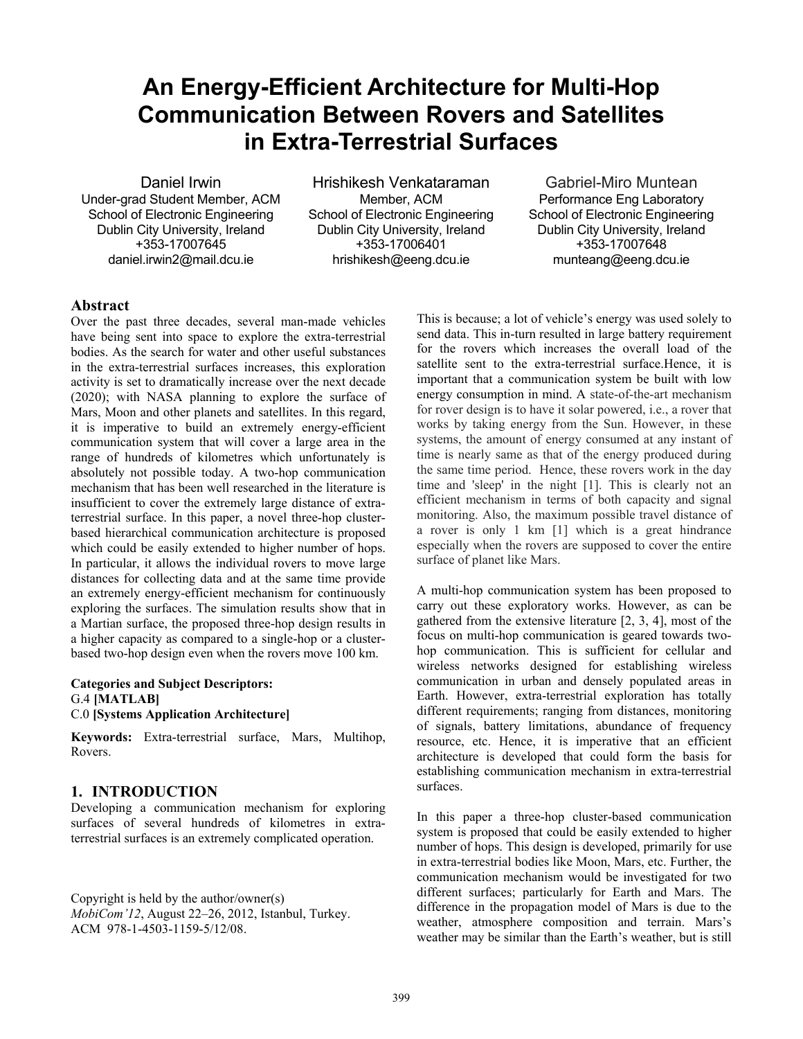# An Energy-Efficient Architecture for Multi-Hop Communication Between Rovers and Satellites in Extra-Terrestrial Surfaces

Daniel Irwin
Under-grad Student Member, ACM
School of Electronic Engineering
Dublin City University, Ireland
+353-17007645
daniel.irwin2@mail.dcu.ie

Hrishikesh Venkataraman
Member, ACM
School of Electronic Engineering
Dublin City University, Ireland
+353-17006401
hrishikesh@eeng.dcu.ie

Gabriel-Miro Muntean
Performance Eng Laboratory
School of Electronic Engineering
Dublin City University, Ireland
+353-17007648
munteang@eeng.dcu.ie

## Abstract

Over the past three decades, several man-made vehicles have being sent into space to explore the extra-terrestrial bodies. As the search for water and other useful substances in the extra-terrestrial surfaces increases, this exploration activity is set to dramatically increase over the next decade (2020); with NASA planning to explore the surface of Mars, Moon and other planets and satellites. In this regard, it is imperative to build an extremely energy-efficient communication system that will cover a large area in the range of hundreds of kilometres which unfortunately is absolutely not possible today. A two-hop communication mechanism that has been well researched in the literature is insufficient to cover the extremely large distance of extra-terrestrial surface. In this paper, a novel three-hop cluster-based hierarchical communication architecture is proposed which could be easily extended to higher number of hops. In particular, it allows the individual rovers to move large distances for collecting data and at the same time provide an extremely energy-efficient mechanism for continuously exploring the surfaces. The simulation results show that in a Martian surface, the proposed three-hop design results in a higher capacity as compared to a single-hop or a cluster-based two-hop design even when the rovers move 100 km.

**Categories and Subject Descriptors:**
G.4 **[MATLAB]**
C.0 **[Systems Application Architecture]**

**Keywords:** Extra-terrestrial surface, Mars, Multihop, Rovers.

## 1. INTRODUCTION

Developing a communication mechanism for exploring surfaces of several hundreds of kilometres in extra-terrestrial surfaces is an extremely complicated operation.

Copyright is held by the author/owner(s)
*MobiCom'12*, August 22–26, 2012, Istanbul, Turkey.
ACM 978-1-4503-1159-5/12/08.

This is because; a lot of vehicle's energy was used solely to send data. This in-turn resulted in large battery requirement for the rovers which increases the overall load of the satellite sent to the extra-terrestrial surface.Hence, it is important that a communication system be built with low energy consumption in mind. A state-of-the-art mechanism for rover design is to have it solar powered, i.e., a rover that works by taking energy from the Sun. However, in these systems, the amount of energy consumed at any instant of time is nearly same as that of the energy produced during the same time period. Hence, these rovers work in the day time and 'sleep' in the night [1]. This is clearly not an efficient mechanism in terms of both capacity and signal monitoring. Also, the maximum possible travel distance of a rover is only 1 km [1] which is a great hindrance especially when the rovers are supposed to cover the entire surface of planet like Mars.

A multi-hop communication system has been proposed to carry out these exploratory works. However, as can be gathered from the extensive literature [2, 3, 4], most of the focus on multi-hop communication is geared towards two-hop communication. This is sufficient for cellular and wireless networks designed for establishing wireless communication in urban and densely populated areas in Earth. However, extra-terrestrial exploration has totally different requirements; ranging from distances, monitoring of signals, battery limitations, abundance of frequency resource, etc. Hence, it is imperative that an efficient architecture is developed that could form the basis for establishing communication mechanism in extra-terrestrial surfaces.

In this paper a three-hop cluster-based communication system is proposed that could be easily extended to higher number of hops. This design is developed, primarily for use in extra-terrestrial bodies like Moon, Mars, etc. Further, the communication mechanism would be investigated for two different surfaces; particularly for Earth and Mars. The difference in the propagation model of Mars is due to the weather, atmosphere composition and terrain. Mars's weather may be similar than the Earth's weather, but is still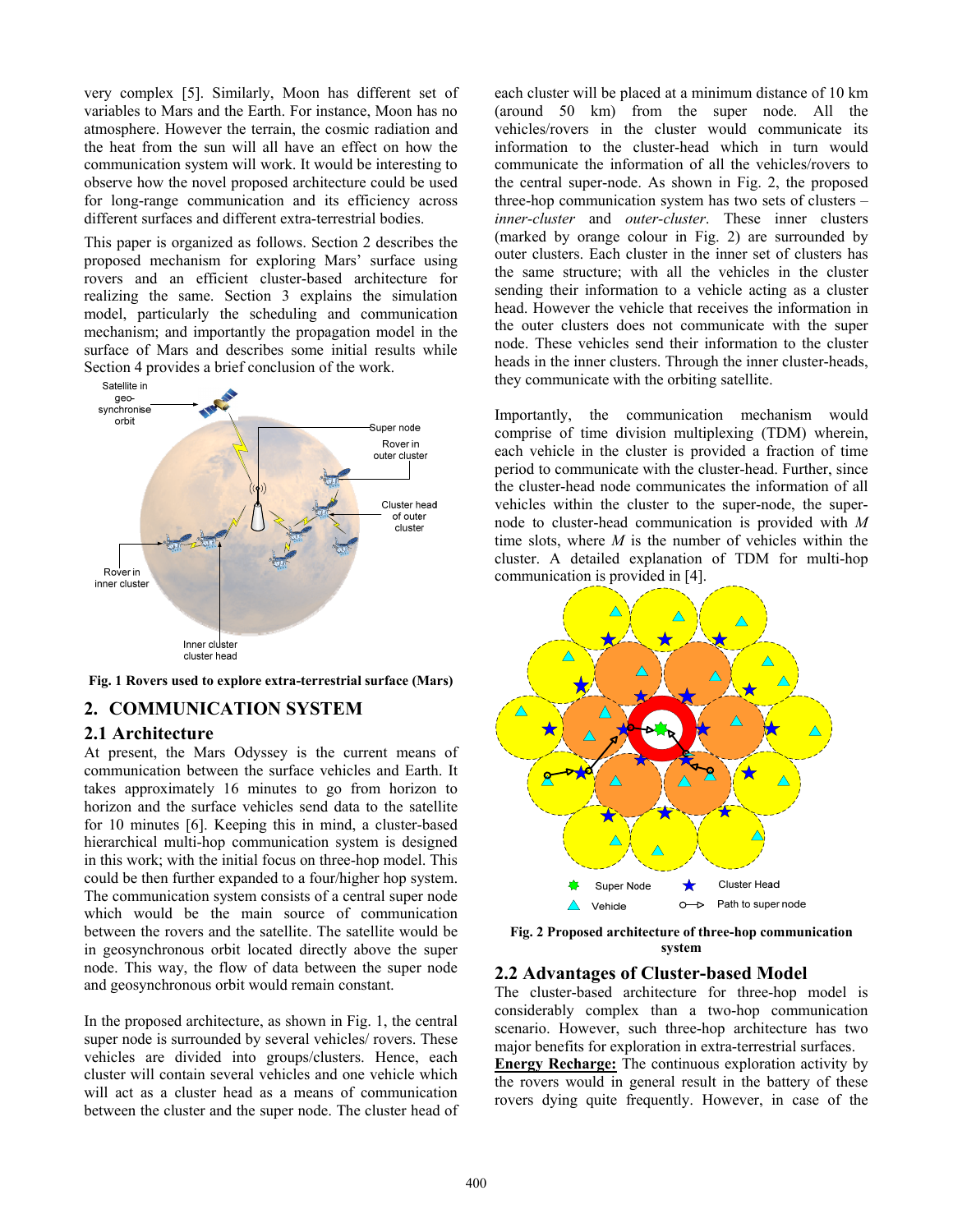very complex [5]. Similarly, Moon has different set of variables to Mars and the Earth. For instance, Moon has no atmosphere. However the terrain, the cosmic radiation and the heat from the sun will all have an effect on how the communication system will work. It would be interesting to observe how the novel proposed architecture could be used for long-range communication and its efficiency across different surfaces and different extra-terrestrial bodies.

This paper is organized as follows. Section 2 describes the proposed mechanism for exploring Mars' surface using rovers and an efficient cluster-based architecture for realizing the same. Section 3 explains the simulation model, particularly the scheduling and communication mechanism; and importantly the propagation model in the surface of Mars and describes some initial results while Section 4 provides a brief conclusion of the work.

**Fig. 1 Rovers used to explore extra-terrestrial surface (Mars)**

## 2. COMMUNICATION SYSTEM

### 2.1 Architecture

At present, the Mars Odyssey is the current means of communication between the surface vehicles and Earth. It takes approximately 16 minutes to go from horizon to horizon and the surface vehicles send data to the satellite for 10 minutes [6]. Keeping this in mind, a cluster-based hierarchical multi-hop communication system is designed in this work; with the initial focus on three-hop model. This could be then further expanded to a four/higher hop system. The communication system consists of a central super node which would be the main source of communication between the rovers and the satellite. The satellite would be in geosynchronous orbit located directly above the super node. This way, the flow of data between the super node and geosynchronous orbit would remain constant.

In the proposed architecture, as shown in Fig. 1, the central super node is surrounded by several vehicles/ rovers. These vehicles are divided into groups/clusters. Hence, each cluster will contain several vehicles and one vehicle which will act as a cluster head as a means of communication between the cluster and the super node. The cluster head of each cluster will be placed at a minimum distance of 10 km (around 50 km) from the super node. All the vehicles/rovers in the cluster would communicate its information to the cluster-head which in turn would communicate the information of all the vehicles/rovers to the central super-node. As shown in Fig. 2, the proposed three-hop communication system has two sets of clusters – *inner-cluster* and *outer-cluster*. These inner clusters (marked by orange colour in Fig. 2) are surrounded by outer clusters. Each cluster in the inner set of clusters has the same structure; with all the vehicles in the cluster sending their information to a vehicle acting as a cluster head. However the vehicle that receives the information in the outer clusters does not communicate with the super node. These vehicles send their information to the cluster heads in the inner clusters. Through the inner cluster-heads, they communicate with the orbiting satellite.

Importantly, the communication mechanism would comprise of time division multiplexing (TDM) wherein, each vehicle in the cluster is provided a fraction of time period to communicate with the cluster-head. Further, since the cluster-head node communicates the information of all vehicles within the cluster to the super-node, the super-node to cluster-head communication is provided with $M$ time slots, where $M$ is the number of vehicles within the cluster. A detailed explanation of TDM for multi-hop communication is provided in [4].

**Fig. 2 Proposed architecture of three-hop communication system**

### 2.2 Advantages of Cluster-based Model

The cluster-based architecture for three-hop model is considerably complex than a two-hop communication scenario. However, such three-hop architecture has two major benefits for exploration in extra-terrestrial surfaces.

**Energy Recharge:** The continuous exploration activity by the rovers would in general result in the battery of these rovers dying quite frequently. However, in case of the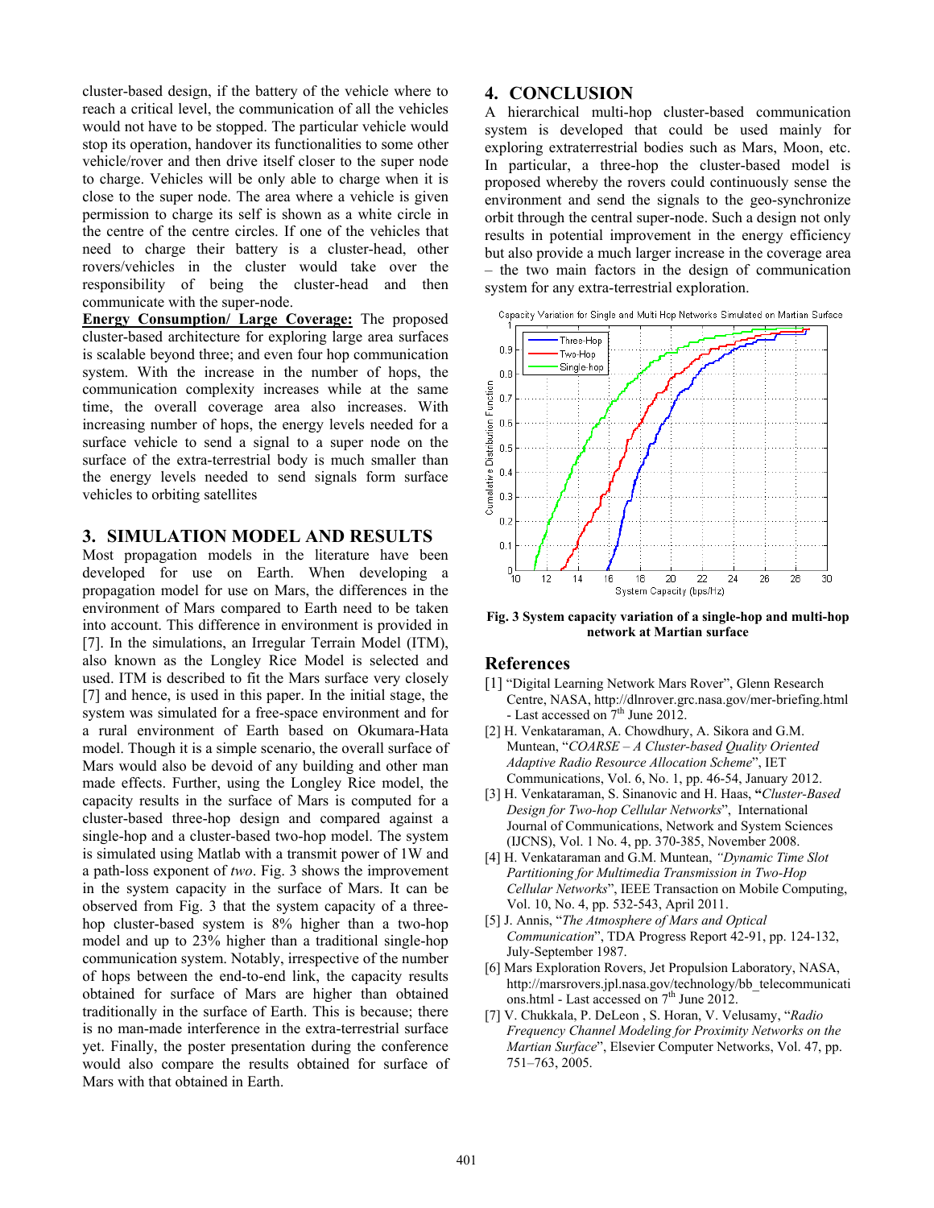cluster-based design, if the battery of the vehicle where to reach a critical level, the communication of all the vehicles would not have to be stopped. The particular vehicle would stop its operation, handover its functionalities to some other vehicle/rover and then drive itself closer to the super node to charge. Vehicles will be only able to charge when it is close to the super node. The area where a vehicle is given permission to charge its self is shown as a white circle in the centre of the centre circles. If one of the vehicles that need to charge their battery is a cluster-head, other rovers/vehicles in the cluster would take over the responsibility of being the cluster-head and then communicate with the super-node.

**Energy Consumption/ Large Coverage:** The proposed cluster-based architecture for exploring large area surfaces is scalable beyond three; and even four hop communication system. With the increase in the number of hops, the communication complexity increases while at the same time, the overall coverage area also increases. With increasing number of hops, the energy levels needed for a surface vehicle to send a signal to a super node on the surface of the extra-terrestrial body is much smaller than the energy levels needed to send signals form surface vehicles to orbiting satellites

## 3. SIMULATION MODEL AND RESULTS

Most propagation models in the literature have been developed for use on Earth. When developing a propagation model for use on Mars, the differences in the environment of Mars compared to Earth need to be taken into account. This difference in environment is provided in [7]. In the simulations, an Irregular Terrain Model (ITM), also known as the Longley Rice Model is selected and used. ITM is described to fit the Mars surface very closely [7] and hence, is used in this paper. In the initial stage, the system was simulated for a free-space environment and for a rural environment of Earth based on Okumara-Hata model. Though it is a simple scenario, the overall surface of Mars would also be devoid of any building and other man made effects. Further, using the Longley Rice model, the capacity results in the surface of Mars is computed for a cluster-based three-hop design and compared against a single-hop and a cluster-based two-hop model. The system is simulated using Matlab with a transmit power of 1W and a path-loss exponent of *two*. Fig. 3 shows the improvement in the system capacity in the surface of Mars. It can be observed from Fig. 3 that the system capacity of a three-hop cluster-based system is 8% higher than a two-hop model and up to 23% higher than a traditional single-hop communication system. Notably, irrespective of the number of hops between the end-to-end link, the capacity results obtained for surface of Mars are higher than obtained traditionally in the surface of Earth. This is because; there is no man-made interference in the extra-terrestrial surface yet. Finally, the poster presentation during the conference would also compare the results obtained for surface of Mars with that obtained in Earth.

## 4. CONCLUSION

A hierarchical multi-hop cluster-based communication system is developed that could be used mainly for exploring extraterrestrial bodies such as Mars, Moon, etc. In particular, a three-hop the cluster-based model is proposed whereby the rovers could continuously sense the environment and send the signals to the geo-synchronize orbit through the central super-node. Such a design not only results in potential improvement in the energy efficiency but also provide a much larger increase in the coverage area – the two main factors in the design of communication system for any extra-terrestrial exploration.

Capacity Variation for Single and Multi Hop Networks Simulated on Martian Surface

Three-Hop
Two-Hop
Single-hop

Cumulative Distribution Function

0, 0.1, 0.2, 0.3, 0.4, 0.5, 0.6, 0.7, 0.8, 0.9, 1

10, 12, 14, 16, 18, 20, 22, 24, 26, 28, 30

System Capacity (bps/Hz)

**Fig. 3 System capacity variation of a single-hop and multi-hop network at Martian surface**

## References

[1] "Digital Learning Network Mars Rover", Glenn Research Centre, NASA, http://dlnrover.grc.nasa.gov/mer-briefing.html - Last accessed on 7th June 2012.

[2] H. Venkataraman, A. Chowdhury, A. Sikora and G.M. Muntean, "*COARSE – A Cluster-based Quality Oriented Adaptive Radio Resource Allocation Scheme*", IET Communications, Vol. 6, No. 1, pp. 46-54, January 2012.

[3] H. Venkataraman, S. Sinanovic and H. Haas, "*Cluster-Based Design for Two-hop Cellular Networks*", International Journal of Communications, Network and System Sciences (IJCNS), Vol. 1 No. 4, pp. 370-385, November 2008.

[4] H. Venkataraman and G.M. Muntean, *"Dynamic Time Slot Partitioning for Multimedia Transmission in Two-Hop Cellular Networks*", IEEE Transaction on Mobile Computing, Vol. 10, No. 4, pp. 532-543, April 2011.

[5] J. Annis, "*The Atmosphere of Mars and Optical Communication*", TDA Progress Report 42-91, pp. 124-132, July-September 1987.

[6] Mars Exploration Rovers, Jet Propulsion Laboratory, NASA, http://marsrovers.jpl.nasa.gov/technology/bb_telecommunications.html - Last accessed on 7th June 2012.

[7] V. Chukkala, P. DeLeon , S. Horan, V. Velusamy, "*Radio Frequency Channel Modeling for Proximity Networks on the Martian Surface*", Elsevier Computer Networks, Vol. 47, pp. 751–763, 2005.